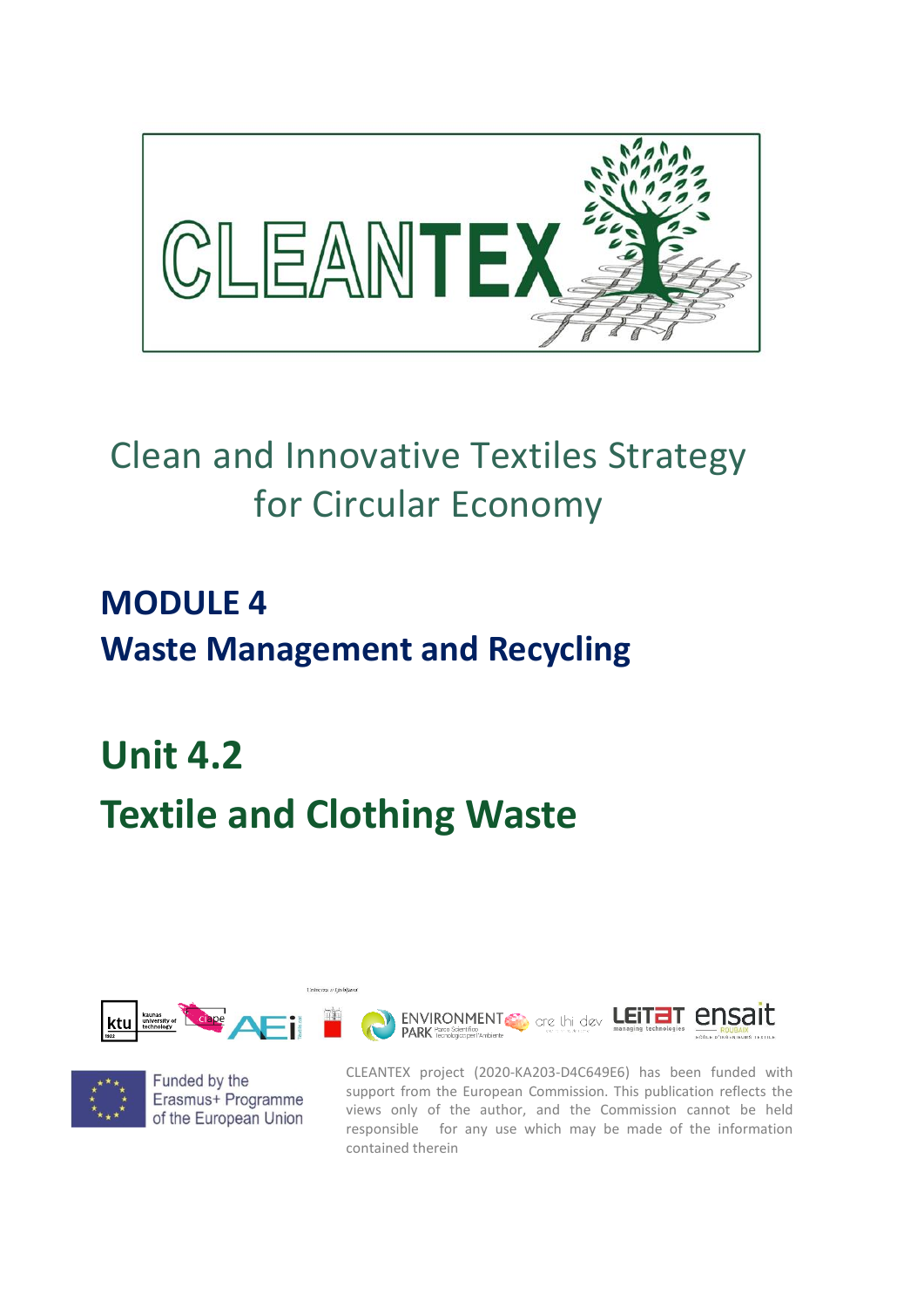# CLEANTEX

## Clean and Innovative Textiles Strategy for Circular Economy

## MODULE 4
## Waste Management and Recycling

# Unit 4.2
# Textile and Clothing Waste

Funded by the Erasmus+ Programme of the European Union

CLEANTEX project (2020-KA203-D4C649E6) has been funded with support from the European Commission. This publication reflects the views only of the author, and the Commission cannot be held responsible for any use which may be made of the information contained therein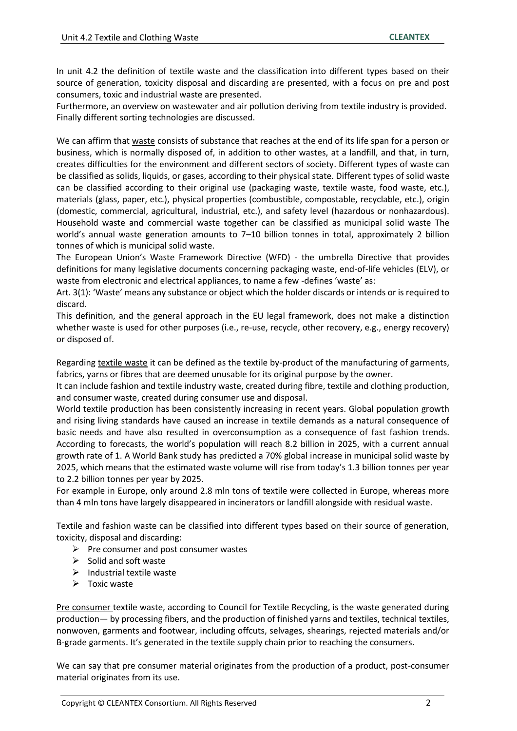In unit 4.2 the definition of textile waste and the classification into different types based on their source of generation, toxicity disposal and discarding are presented, with a focus on pre and post consumers, toxic and industrial waste are presented.

Furthermore, an overview on wastewater and air pollution deriving from textile industry is provided. Finally different sorting technologies are discussed.

We can affirm that waste consists of substance that reaches at the end of its life span for a person or business, which is normally disposed of, in addition to other wastes, at a landfill, and that, in turn, creates difficulties for the environment and different sectors of society. Different types of waste can be classified as solids, liquids, or gases, according to their physical state. Different types of solid waste can be classified according to their original use (packaging waste, textile waste, food waste, etc.), materials (glass, paper, etc.), physical properties (combustible, compostable, recyclable, etc.), origin (domestic, commercial, agricultural, industrial, etc.), and safety level (hazardous or nonhazardous). Household waste and commercial waste together can be classified as municipal solid waste The world's annual waste generation amounts to 7–10 billion tonnes in total, approximately 2 billion tonnes of which is municipal solid waste.

The European Union's Waste Framework Directive (WFD) - the umbrella Directive that provides definitions for many legislative documents concerning packaging waste, end-of-life vehicles (ELV), or waste from electronic and electrical appliances, to name a few -defines 'waste' as:

Art. 3(1): 'Waste' means any substance or object which the holder discards or intends or is required to discard.

This definition, and the general approach in the EU legal framework, does not make a distinction whether waste is used for other purposes (i.e., re-use, recycle, other recovery, e.g., energy recovery) or disposed of.

Regarding textile waste it can be defined as the textile by-product of the manufacturing of garments, fabrics, yarns or fibres that are deemed unusable for its original purpose by the owner.

It can include fashion and textile industry waste, created during fibre, textile and clothing production, and consumer waste, created during consumer use and disposal.

World textile production has been consistently increasing in recent years. Global population growth and rising living standards have caused an increase in textile demands as a natural consequence of basic needs and have also resulted in overconsumption as a consequence of fast fashion trends. According to forecasts, the world's population will reach 8.2 billion in 2025, with a current annual growth rate of 1. A World Bank study has predicted a 70% global increase in municipal solid waste by 2025, which means that the estimated waste volume will rise from today's 1.3 billion tonnes per year to 2.2 billion tonnes per year by 2025.

For example in Europe, only around 2.8 mln tons of textile were collected in Europe, whereas more than 4 mln tons have largely disappeared in incinerators or landfill alongside with residual waste.

Textile and fashion waste can be classified into different types based on their source of generation, toxicity, disposal and discarding:

- Pre consumer and post consumer wastes
- Solid and soft waste
- Industrial textile waste
- Toxic waste

Pre consumer textile waste, according to Council for Textile Recycling, is the waste generated during production— by processing fibers, and the production of finished yarns and textiles, technical textiles, nonwoven, garments and footwear, including offcuts, selvages, shearings, rejected materials and/or B-grade garments. It's generated in the textile supply chain prior to reaching the consumers.

We can say that pre consumer material originates from the production of a product, post-consumer material originates from its use.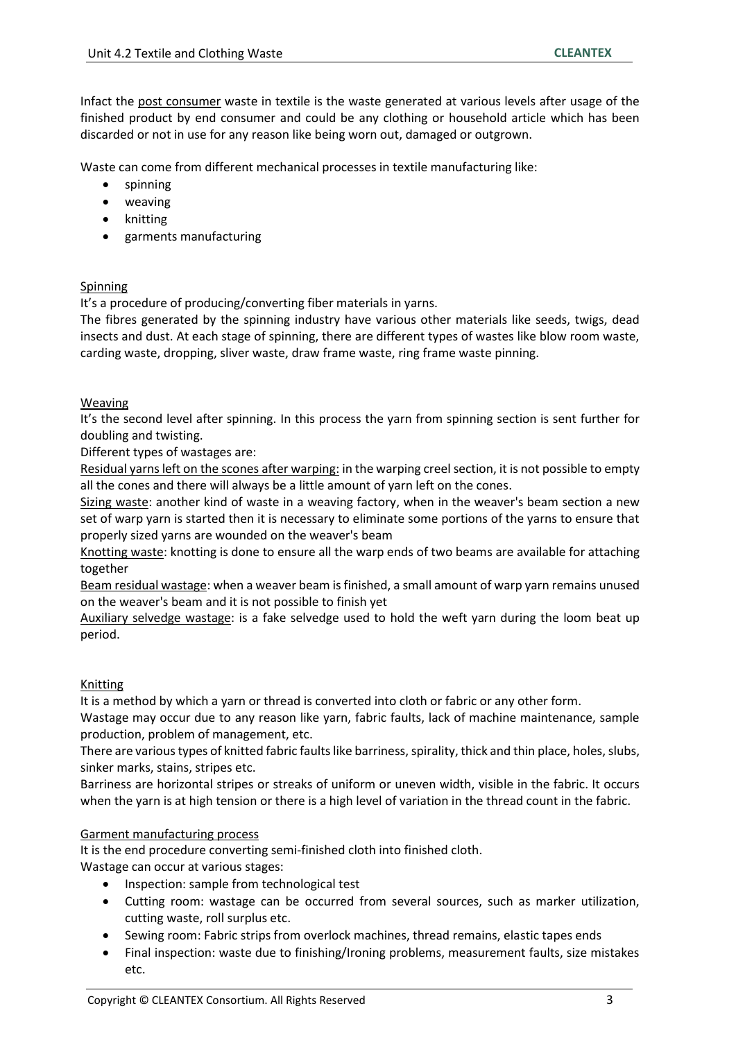Infact the <u>post consumer</u> waste in textile is the waste generated at various levels after usage of the finished product by end consumer and could be any clothing or household article which has been discarded or not in use for any reason like being worn out, damaged or outgrown.

Waste can come from different mechanical processes in textile manufacturing like:

- spinning
- weaving
- knitting
- garments manufacturing

<u>Spinning</u>

It's a procedure of producing/converting fiber materials in yarns.

The fibres generated by the spinning industry have various other materials like seeds, twigs, dead insects and dust. At each stage of spinning, there are different types of wastes like blow room waste, carding waste, dropping, sliver waste, draw frame waste, ring frame waste pinning.

<u>Weaving</u>

It's the second level after spinning. In this process the yarn from spinning section is sent further for doubling and twisting.

Different types of wastages are:

<u>Residual yarns left on the scones after warping:</u> in the warping creel section, it is not possible to empty all the cones and there will always be a little amount of yarn left on the cones.

<u>Sizing waste</u>: another kind of waste in a weaving factory, when in the weaver's beam section a new set of warp yarn is started then it is necessary to eliminate some portions of the yarns to ensure that properly sized yarns are wounded on the weaver's beam

<u>Knotting waste</u>: knotting is done to ensure all the warp ends of two beams are available for attaching together

<u>Beam residual wastage</u>: when a weaver beam is finished, a small amount of warp yarn remains unused on the weaver's beam and it is not possible to finish yet

<u>Auxiliary selvedge wastage</u>: is a fake selvedge used to hold the weft yarn during the loom beat up period.

<u>Knitting</u>

It is a method by which a yarn or thread is converted into cloth or fabric or any other form.

Wastage may occur due to any reason like yarn, fabric faults, lack of machine maintenance, sample production, problem of management, etc.

There are various types of knitted fabric faults like barriness, spirality, thick and thin place, holes, slubs, sinker marks, stains, stripes etc.

Barriness are horizontal stripes or streaks of uniform or uneven width, visible in the fabric. It occurs when the yarn is at high tension or there is a high level of variation in the thread count in the fabric.

<u>Garment manufacturing process</u>

It is the end procedure converting semi-finished cloth into finished cloth.

Wastage can occur at various stages:

- Inspection: sample from technological test
- Cutting room: wastage can be occurred from several sources, such as marker utilization, cutting waste, roll surplus etc.
- Sewing room: Fabric strips from overlock machines, thread remains, elastic tapes ends
- Final inspection: waste due to finishing/Ironing problems, measurement faults, size mistakes etc.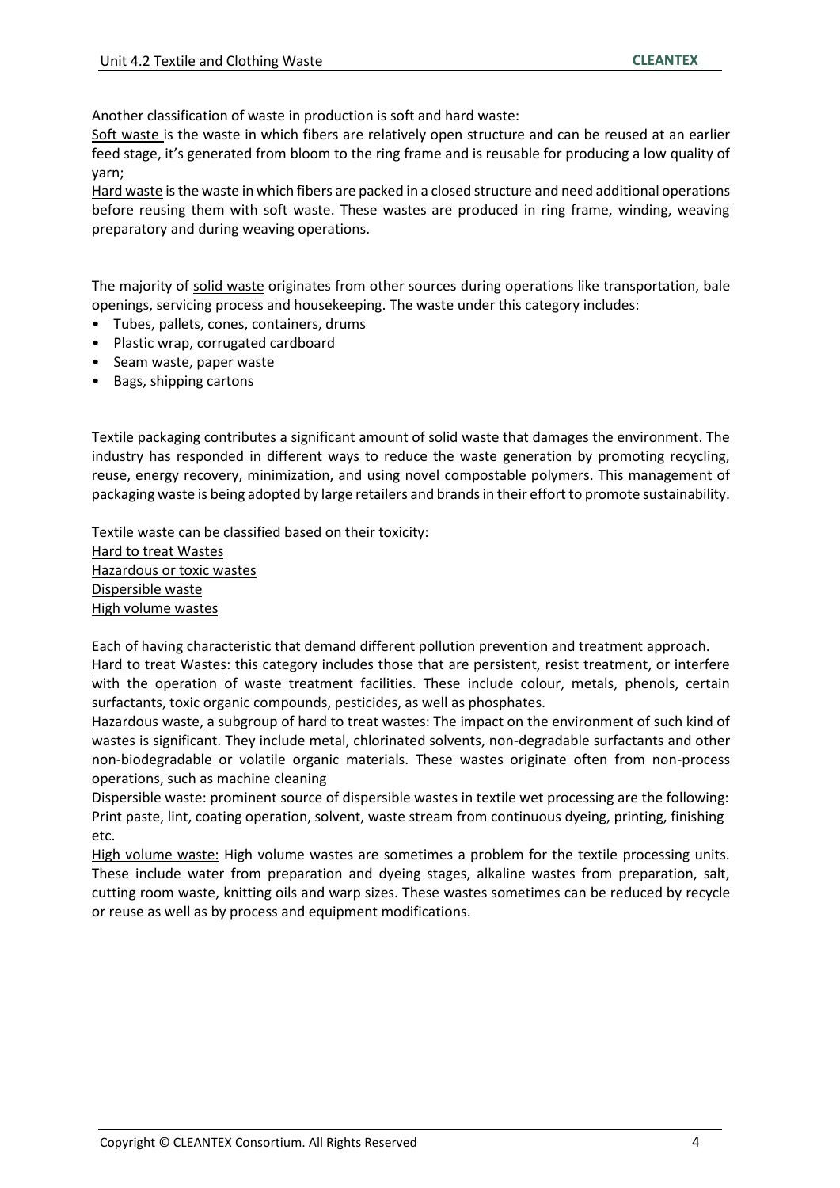Another classification of waste in production is soft and hard waste:

Soft waste is the waste in which fibers are relatively open structure and can be reused at an earlier feed stage, it's generated from bloom to the ring frame and is reusable for producing a low quality of yarn;

Hard waste is the waste in which fibers are packed in a closed structure and need additional operations before reusing them with soft waste. These wastes are produced in ring frame, winding, weaving preparatory and during weaving operations.

The majority of solid waste originates from other sources during operations like transportation, bale openings, servicing process and housekeeping. The waste under this category includes:

- Tubes, pallets, cones, containers, drums
- Plastic wrap, corrugated cardboard
- Seam waste, paper waste
- Bags, shipping cartons

Textile packaging contributes a significant amount of solid waste that damages the environment. The industry has responded in different ways to reduce the waste generation by promoting recycling, reuse, energy recovery, minimization, and using novel compostable polymers. This management of packaging waste is being adopted by large retailers and brands in their effort to promote sustainability.

Textile waste can be classified based on their toxicity:

Hard to treat Wastes
Hazardous or toxic wastes
Dispersible waste
High volume wastes

Each of having characteristic that demand different pollution prevention and treatment approach.

Hard to treat Wastes: this category includes those that are persistent, resist treatment, or interfere with the operation of waste treatment facilities. These include colour, metals, phenols, certain surfactants, toxic organic compounds, pesticides, as well as phosphates.

Hazardous waste, a subgroup of hard to treat wastes: The impact on the environment of such kind of wastes is significant. They include metal, chlorinated solvents, non-degradable surfactants and other non-biodegradable or volatile organic materials. These wastes originate often from non-process operations, such as machine cleaning

Dispersible waste: prominent source of dispersible wastes in textile wet processing are the following: Print paste, lint, coating operation, solvent, waste stream from continuous dyeing, printing, finishing etc.

High volume waste: High volume wastes are sometimes a problem for the textile processing units. These include water from preparation and dyeing stages, alkaline wastes from preparation, salt, cutting room waste, knitting oils and warp sizes. These wastes sometimes can be reduced by recycle or reuse as well as by process and equipment modifications.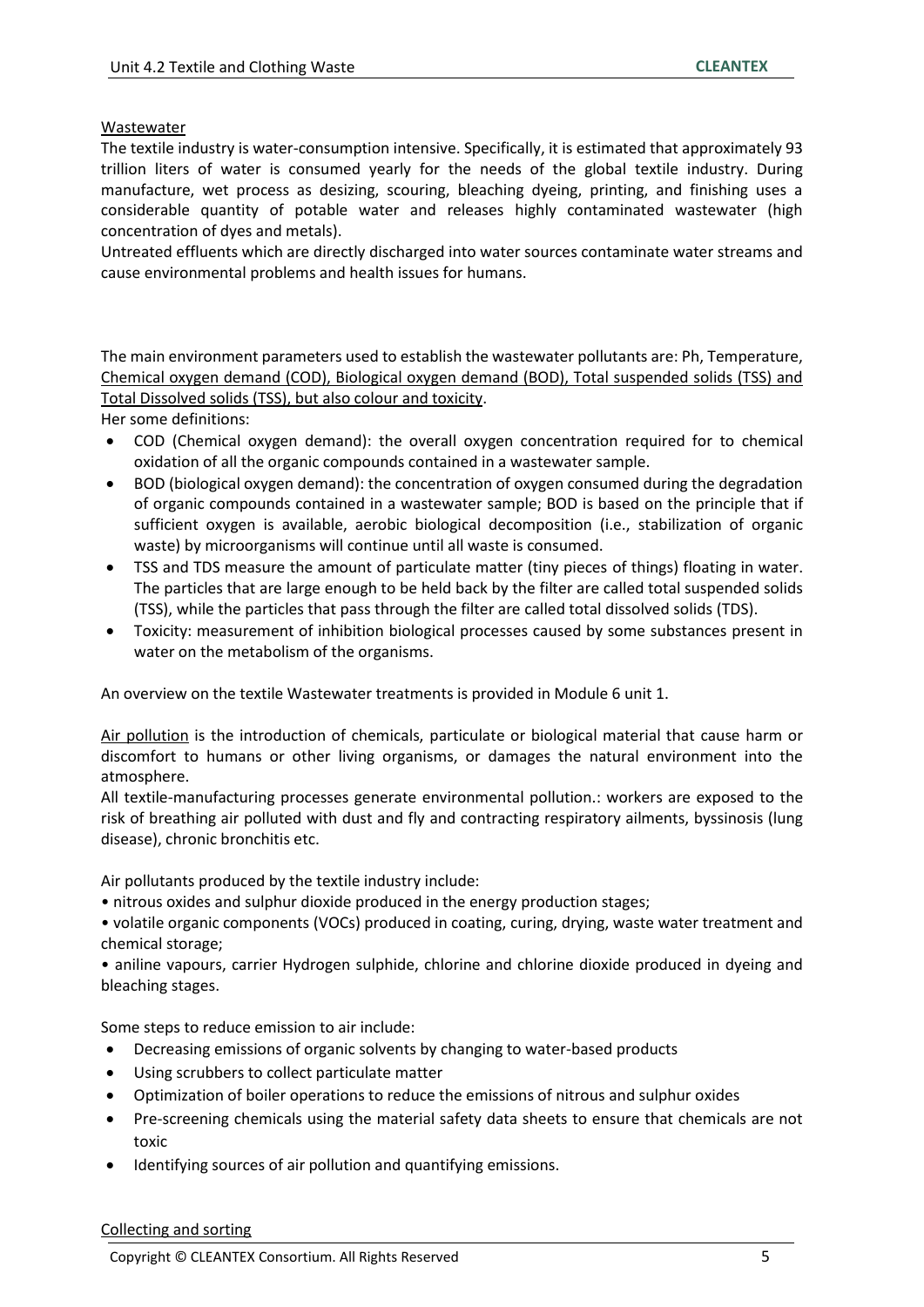Wastewater

The textile industry is water-consumption intensive. Specifically, it is estimated that approximately 93 trillion liters of water is consumed yearly for the needs of the global textile industry. During manufacture, wet process as desizing, scouring, bleaching dyeing, printing, and finishing uses a considerable quantity of potable water and releases highly contaminated wastewater (high concentration of dyes and metals).

Untreated effluents which are directly discharged into water sources contaminate water streams and cause environmental problems and health issues for humans.

The main environment parameters used to establish the wastewater pollutants are: Ph, Temperature, Chemical oxygen demand (COD), Biological oxygen demand (BOD), Total suspended solids (TSS) and Total Dissolved solids (TSS), but also colour and toxicity.

Her some definitions:

- COD (Chemical oxygen demand): the overall oxygen concentration required for to chemical oxidation of all the organic compounds contained in a wastewater sample.
- BOD (biological oxygen demand): the concentration of oxygen consumed during the degradation of organic compounds contained in a wastewater sample; BOD is based on the principle that if sufficient oxygen is available, aerobic biological decomposition (i.e., stabilization of organic waste) by microorganisms will continue until all waste is consumed.
- TSS and TDS measure the amount of particulate matter (tiny pieces of things) floating in water. The particles that are large enough to be held back by the filter are called total suspended solids (TSS), while the particles that pass through the filter are called total dissolved solids (TDS).
- Toxicity: measurement of inhibition biological processes caused by some substances present in water on the metabolism of the organisms.

An overview on the textile Wastewater treatments is provided in Module 6 unit 1.

Air pollution is the introduction of chemicals, particulate or biological material that cause harm or discomfort to humans or other living organisms, or damages the natural environment into the atmosphere.

All textile-manufacturing processes generate environmental pollution.: workers are exposed to the risk of breathing air polluted with dust and fly and contracting respiratory ailments, byssinosis (lung disease), chronic bronchitis etc.

Air pollutants produced by the textile industry include:

- nitrous oxides and sulphur dioxide produced in the energy production stages;
- volatile organic components (VOCs) produced in coating, curing, drying, waste water treatment and chemical storage;
- aniline vapours, carrier Hydrogen sulphide, chlorine and chlorine dioxide produced in dyeing and bleaching stages.

Some steps to reduce emission to air include:

- Decreasing emissions of organic solvents by changing to water-based products
- Using scrubbers to collect particulate matter
- Optimization of boiler operations to reduce the emissions of nitrous and sulphur oxides
- Pre-screening chemicals using the material safety data sheets to ensure that chemicals are not toxic
- Identifying sources of air pollution and quantifying emissions.

Collecting and sorting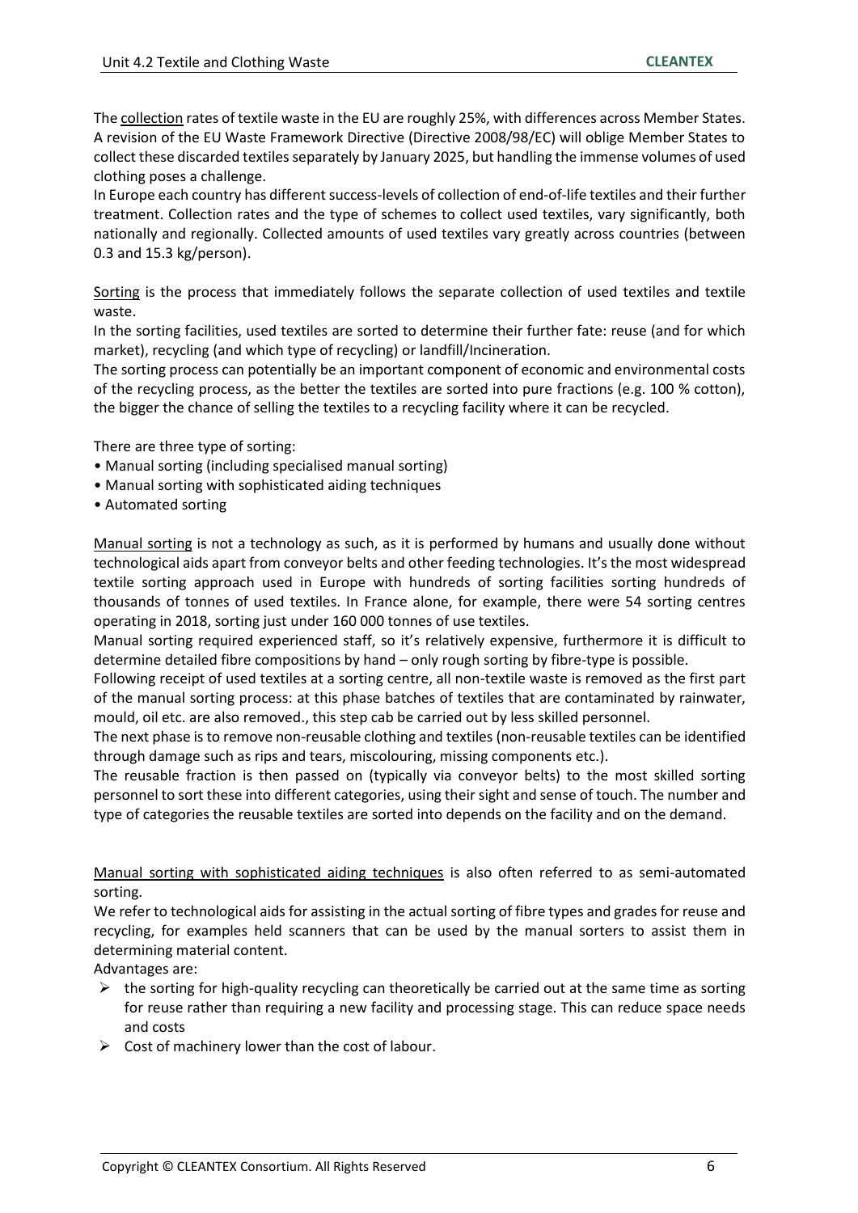The collection rates of textile waste in the EU are roughly 25%, with differences across Member States. A revision of the EU Waste Framework Directive (Directive 2008/98/EC) will oblige Member States to collect these discarded textiles separately by January 2025, but handling the immense volumes of used clothing poses a challenge.

In Europe each country has different success-levels of collection of end-of-life textiles and their further treatment. Collection rates and the type of schemes to collect used textiles, vary significantly, both nationally and regionally. Collected amounts of used textiles vary greatly across countries (between 0.3 and 15.3 kg/person).

Sorting is the process that immediately follows the separate collection of used textiles and textile waste.

In the sorting facilities, used textiles are sorted to determine their further fate: reuse (and for which market), recycling (and which type of recycling) or landfill/Incineration.

The sorting process can potentially be an important component of economic and environmental costs of the recycling process, as the better the textiles are sorted into pure fractions (e.g. 100 % cotton), the bigger the chance of selling the textiles to a recycling facility where it can be recycled.

There are three type of sorting:

- Manual sorting (including specialised manual sorting)
- Manual sorting with sophisticated aiding techniques
- Automated sorting

Manual sorting is not a technology as such, as it is performed by humans and usually done without technological aids apart from conveyor belts and other feeding technologies. It's the most widespread textile sorting approach used in Europe with hundreds of sorting facilities sorting hundreds of thousands of tonnes of used textiles. In France alone, for example, there were 54 sorting centres operating in 2018, sorting just under 160 000 tonnes of use textiles.

Manual sorting required experienced staff, so it's relatively expensive, furthermore it is difficult to determine detailed fibre compositions by hand – only rough sorting by fibre-type is possible.

Following receipt of used textiles at a sorting centre, all non-textile waste is removed as the first part of the manual sorting process: at this phase batches of textiles that are contaminated by rainwater, mould, oil etc. are also removed., this step cab be carried out by less skilled personnel.

The next phase is to remove non-reusable clothing and textiles (non-reusable textiles can be identified through damage such as rips and tears, miscolouring, missing components etc.).

The reusable fraction is then passed on (typically via conveyor belts) to the most skilled sorting personnel to sort these into different categories, using their sight and sense of touch. The number and type of categories the reusable textiles are sorted into depends on the facility and on the demand.

Manual sorting with sophisticated aiding techniques is also often referred to as semi-automated sorting.

We refer to technological aids for assisting in the actual sorting of fibre types and grades for reuse and recycling, for examples held scanners that can be used by the manual sorters to assist them in determining material content.

Advantages are:

- the sorting for high-quality recycling can theoretically be carried out at the same time as sorting for reuse rather than requiring a new facility and processing stage. This can reduce space needs and costs
- Cost of machinery lower than the cost of labour.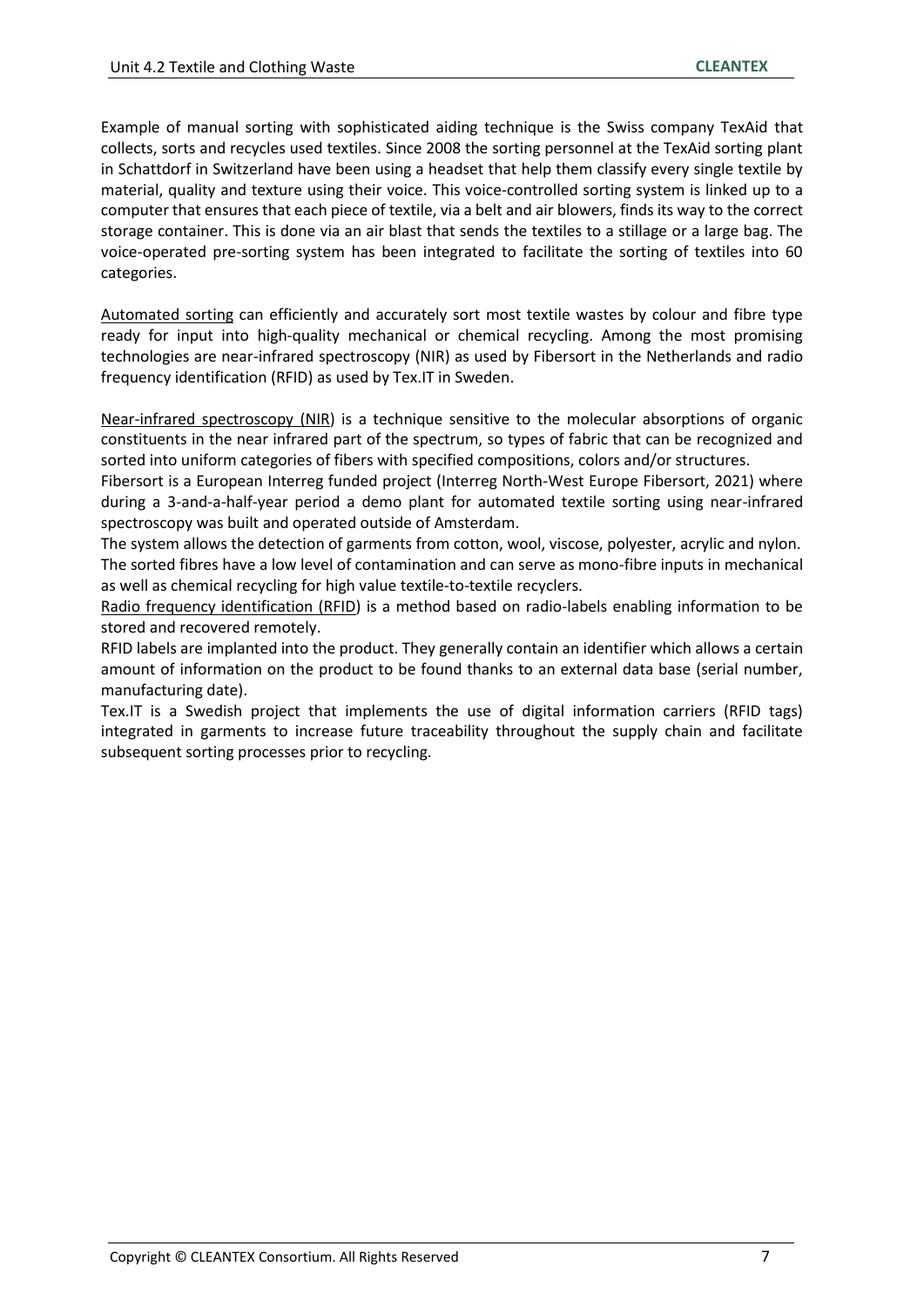Example of manual sorting with sophisticated aiding technique is the Swiss company TexAid that collects, sorts and recycles used textiles. Since 2008 the sorting personnel at the TexAid sorting plant in Schattdorf in Switzerland have been using a headset that help them classify every single textile by material, quality and texture using their voice. This voice-controlled sorting system is linked up to a computer that ensures that each piece of textile, via a belt and air blowers, finds its way to the correct storage container. This is done via an air blast that sends the textiles to a stillage or a large bag. The voice-operated pre-sorting system has been integrated to facilitate the sorting of textiles into 60 categories.

Automated sorting can efficiently and accurately sort most textile wastes by colour and fibre type ready for input into high-quality mechanical or chemical recycling. Among the most promising technologies are near-infrared spectroscopy (NIR) as used by Fibersort in the Netherlands and radio frequency identification (RFID) as used by Tex.IT in Sweden.

Near-infrared spectroscopy (NIR) is a technique sensitive to the molecular absorptions of organic constituents in the near infrared part of the spectrum, so types of fabric that can be recognized and sorted into uniform categories of fibers with specified compositions, colors and/or structures.

Fibersort is a European Interreg funded project (Interreg North-West Europe Fibersort, 2021) where during a 3-and-a-half-year period a demo plant for automated textile sorting using near-infrared spectroscopy was built and operated outside of Amsterdam.

The system allows the detection of garments from cotton, wool, viscose, polyester, acrylic and nylon. The sorted fibres have a low level of contamination and can serve as mono-fibre inputs in mechanical as well as chemical recycling for high value textile-to-textile recyclers.

Radio frequency identification (RFID) is a method based on radio-labels enabling information to be stored and recovered remotely.

RFID labels are implanted into the product. They generally contain an identifier which allows a certain amount of information on the product to be found thanks to an external data base (serial number, manufacturing date).

Tex.IT is a Swedish project that implements the use of digital information carriers (RFID tags) integrated in garments to increase future traceability throughout the supply chain and facilitate subsequent sorting processes prior to recycling.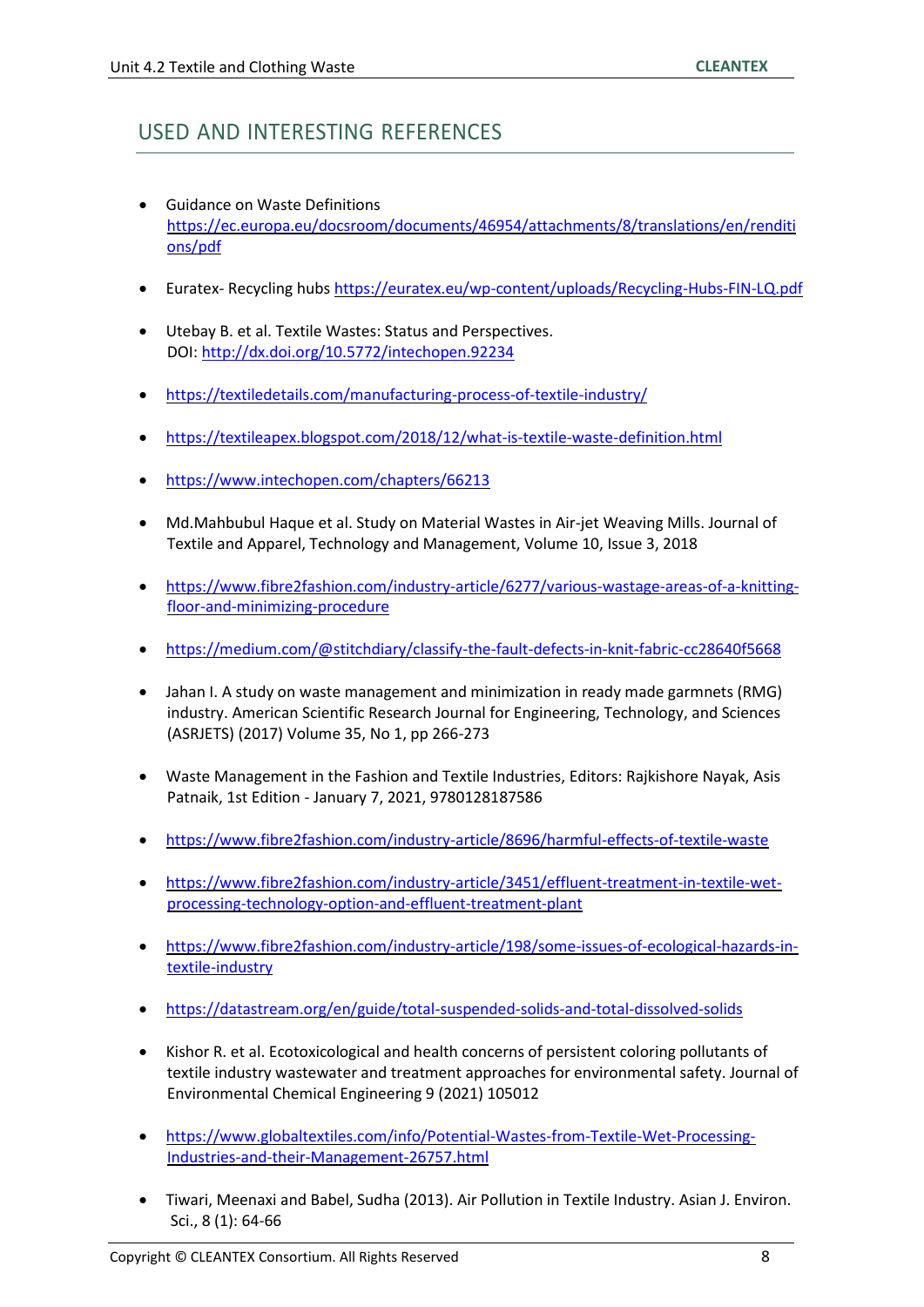## USED AND INTERESTING REFERENCES

- Guidance on Waste Definitions https://ec.europa.eu/docsroom/documents/46954/attachments/8/translations/en/renditions/pdf
- Euratex- Recycling hubs https://euratex.eu/wp-content/uploads/Recycling-Hubs-FIN-LQ.pdf
- Utebay B. et al. Textile Wastes: Status and Perspectives. DOI: http://dx.doi.org/10.5772/intechopen.92234
- https://textiledetails.com/manufacturing-process-of-textile-industry/
- https://textileapex.blogspot.com/2018/12/what-is-textile-waste-definition.html
- https://www.intechopen.com/chapters/66213
- Md.Mahbubul Haque et al. Study on Material Wastes in Air-jet Weaving Mills. Journal of Textile and Apparel, Technology and Management, Volume 10, Issue 3, 2018
- https://www.fibre2fashion.com/industry-article/6277/various-wastage-areas-of-a-knitting-floor-and-minimizing-procedure
- https://medium.com/@stitchdiary/classify-the-fault-defects-in-knit-fabric-cc28640f5668
- Jahan I. A study on waste management and minimization in ready made garmnets (RMG) industry. American Scientific Research Journal for Engineering, Technology, and Sciences (ASRJETS) (2017) Volume 35, No 1, pp 266-273
- Waste Management in the Fashion and Textile Industries, Editors: Rajkishore Nayak, Asis Patnaik, 1st Edition - January 7, 2021, 9780128187586
- https://www.fibre2fashion.com/industry-article/8696/harmful-effects-of-textile-waste
- https://www.fibre2fashion.com/industry-article/3451/effluent-treatment-in-textile-wet-processing-technology-option-and-effluent-treatment-plant
- https://www.fibre2fashion.com/industry-article/198/some-issues-of-ecological-hazards-in-textile-industry
- https://datastream.org/en/guide/total-suspended-solids-and-total-dissolved-solids
- Kishor R. et al. Ecotoxicological and health concerns of persistent coloring pollutants of textile industry wastewater and treatment approaches for environmental safety. Journal of Environmental Chemical Engineering 9 (2021) 105012
- https://www.globaltextiles.com/info/Potential-Wastes-from-Textile-Wet-Processing-Industries-and-their-Management-26757.html
- Tiwari, Meenaxi and Babel, Sudha (2013). Air Pollution in Textile Industry. Asian J. Environ. Sci., 8 (1): 64-66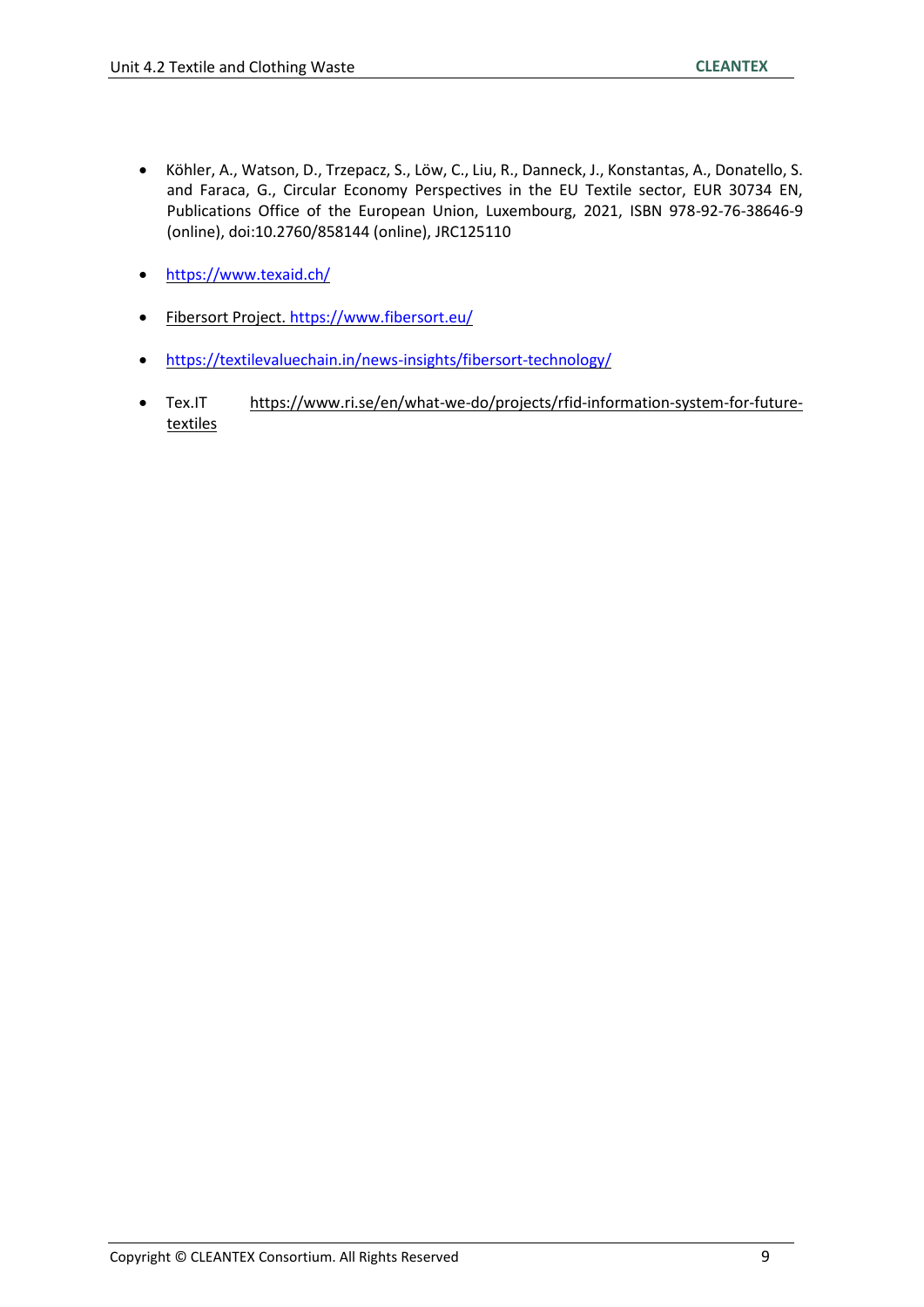- Köhler, A., Watson, D., Trzepacz, S., Löw, C., Liu, R., Danneck, J., Konstantas, A., Donatello, S. and Faraca, G., Circular Economy Perspectives in the EU Textile sector, EUR 30734 EN, Publications Office of the European Union, Luxembourg, 2021, ISBN 978-92-76-38646-9 (online), doi:10.2760/858144 (online), JRC125110
- https://www.texaid.ch/
- Fibersort Project. https://www.fibersort.eu/
- https://textilevaluechain.in/news-insights/fibersort-technology/
- Tex.IT https://www.ri.se/en/what-we-do/projects/rfid-information-system-for-future-textiles